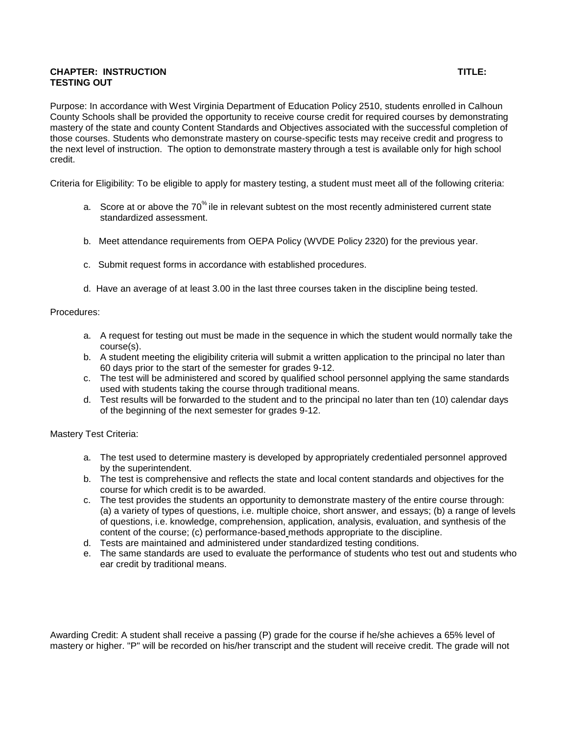**CHAPTER: INSTRUCTION** **TITLE: TESTING OUT**

Purpose: In accordance with West Virginia Department of Education Policy 2510, students enrolled in Calhoun County Schools shall be provided the opportunity to receive course credit for required courses by demonstrating mastery of the state and county Content Standards and Objectives associated with the successful completion of those courses. Students who demonstrate mastery on course-specific tests may receive credit and progress to the next level of instruction. The option to demonstrate mastery through a test is available only for high school credit.

Criteria for Eligibility: To be eligible to apply for mastery testing, a student must meet all of the following criteria:

a. Score at or above the 70%ile in relevant subtest on the most recently administered current state standardized assessment.

b. Meet attendance requirements from OEPA Policy (WVDE Policy 2320) for the previous year.

c. Submit request forms in accordance with established procedures.

d. Have an average of at least 3.00 in the last three courses taken in the discipline being tested.

Procedures:

a. A request for testing out must be made in the sequence in which the student would normally take the course(s).
b. A student meeting the eligibility criteria will submit a written application to the principal no later than 60 days prior to the start of the semester for grades 9-12.
c. The test will be administered and scored by qualified school personnel applying the same standards used with students taking the course through traditional means.
d. Test results will be forwarded to the student and to the principal no later than ten (10) calendar days of the beginning of the next semester for grades 9-12.

Mastery Test Criteria:

a. The test used to determine mastery is developed by appropriately credentialed personnel approved by the superintendent.
b. The test is comprehensive and reflects the state and local content standards and objectives for the course for which credit is to be awarded.
c. The test provides the students an opportunity to demonstrate mastery of the entire course through: (a) a variety of types of questions, i.e. multiple choice, short answer, and essays; (b) a range of levels of questions, i.e. knowledge, comprehension, application, analysis, evaluation, and synthesis of the content of the course; (c) performance-based methods appropriate to the discipline.
d. Tests are maintained and administered under standardized testing conditions.
e. The same standards are used to evaluate the performance of students who test out and students who ear credit by traditional means.

Awarding Credit: A student shall receive a passing (P) grade for the course if he/she achieves a 65% level of mastery or higher. "P" will be recorded on his/her transcript and the student will receive credit. The grade will not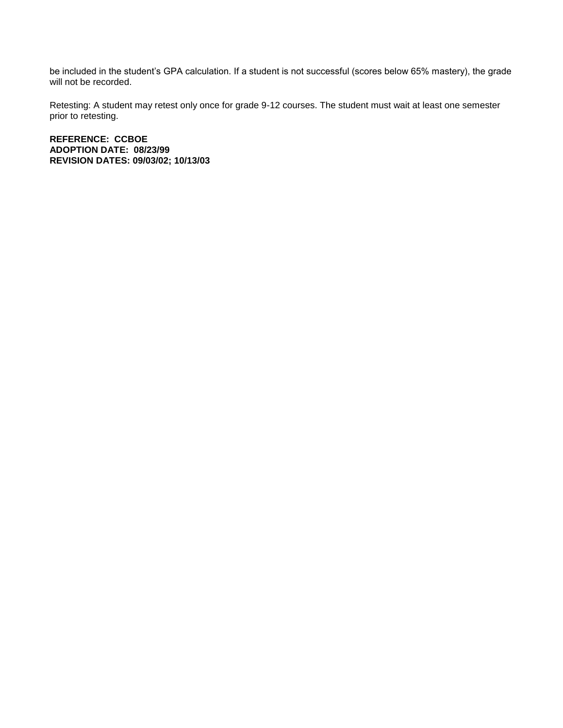be included in the student's GPA calculation. If a student is not successful (scores below 65% mastery), the grade will not be recorded.

Retesting: A student may retest only once for grade 9-12 courses. The student must wait at least one semester prior to retesting.

**REFERENCE: CCBOE**
**ADOPTION DATE: 08/23/99**
**REVISION DATES: 09/03/02; 10/13/03**